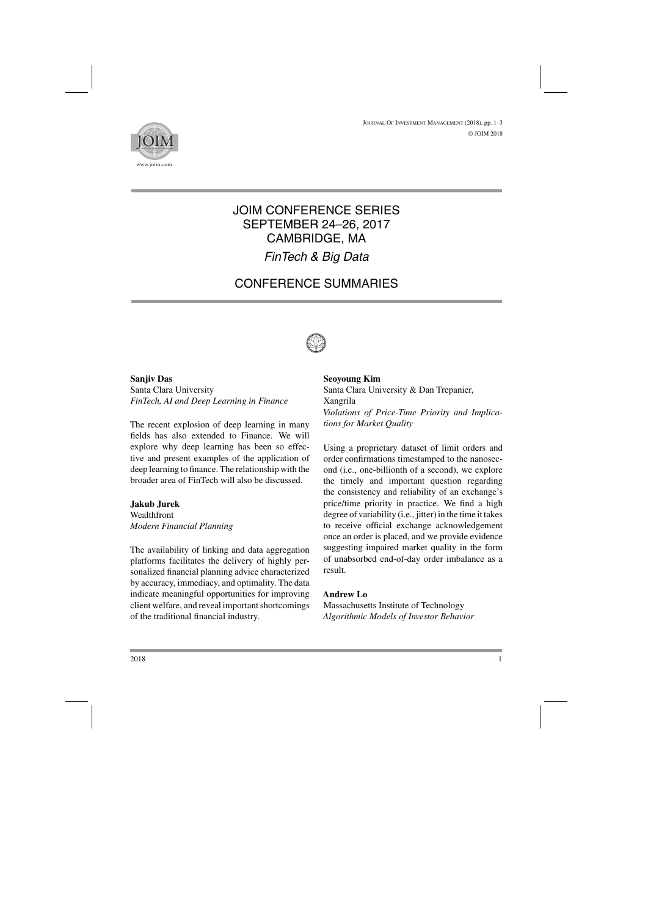# JOIM CONFERENCE SERIES
# SEPTEMBER 24–26, 2017
# CAMBRIDGE, MA

## *FinTech & Big Data*

## CONFERENCE SUMMARIES

**Sanjiv Das**
Santa Clara University
*FinTech, AI and Deep Learning in Finance*

The recent explosion of deep learning in many fields has also extended to Finance. We will explore why deep learning has been so effective and present examples of the application of deep learning to finance. The relationship with the broader area of FinTech will also be discussed.

**Jakub Jurek**
Wealthfront
*Modern Financial Planning*

The availability of linking and data aggregation platforms facilitates the delivery of highly personalized financial planning advice characterized by accuracy, immediacy, and optimality. The data indicate meaningful opportunities for improving client welfare, and reveal important shortcomings of the traditional financial industry.

**Seoyoung Kim**
Santa Clara University & Dan Trepanier, Xangrila
*Violations of Price-Time Priority and Implications for Market Quality*

Using a proprietary dataset of limit orders and order confirmations timestamped to the nanosecond (i.e., one-billionth of a second), we explore the timely and important question regarding the consistency and reliability of an exchange's price/time priority in practice. We find a high degree of variability (i.e., jitter) in the time it takes to receive official exchange acknowledgement once an order is placed, and we provide evidence suggesting impaired market quality in the form of unabsorbed end-of-day order imbalance as a result.

**Andrew Lo**
Massachusetts Institute of Technology
*Algorithmic Models of Investor Behavior*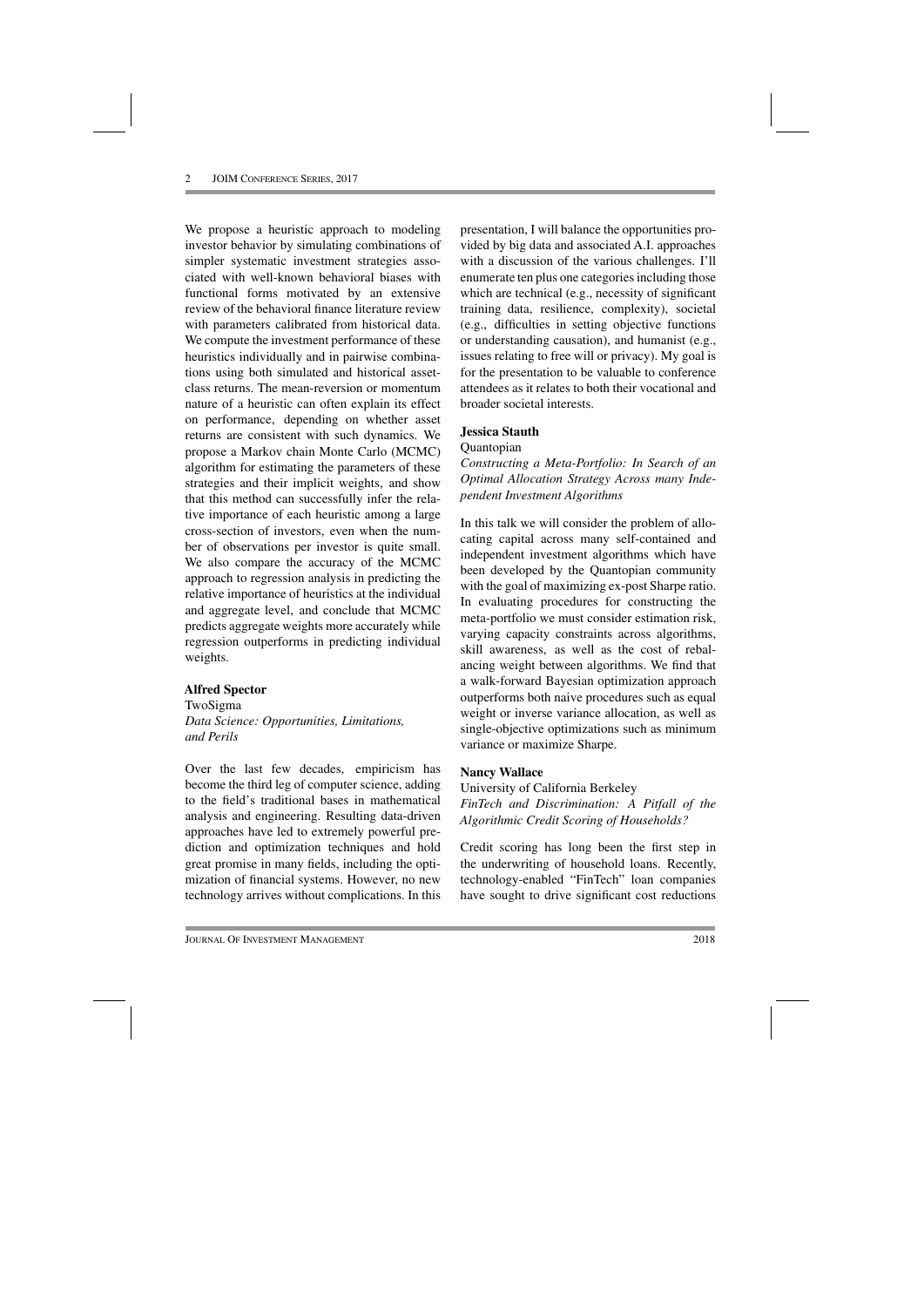We propose a heuristic approach to modeling investor behavior by simulating combinations of simpler systematic investment strategies associated with well-known behavioral biases with functional forms motivated by an extensive review of the behavioral finance literature review with parameters calibrated from historical data. We compute the investment performance of these heuristics individually and in pairwise combinations using both simulated and historical asset-class returns. The mean-reversion or momentum nature of a heuristic can often explain its effect on performance, depending on whether asset returns are consistent with such dynamics. We propose a Markov chain Monte Carlo (MCMC) algorithm for estimating the parameters of these strategies and their implicit weights, and show that this method can successfully infer the relative importance of each heuristic among a large cross-section of investors, even when the number of observations per investor is quite small. We also compare the accuracy of the MCMC approach to regression analysis in predicting the relative importance of heuristics at the individual and aggregate level, and conclude that MCMC predicts aggregate weights more accurately while regression outperforms in predicting individual weights.

**Alfred Spector**

TwoSigma

*Data Science: Opportunities, Limitations, and Perils*

Over the last few decades, empiricism has become the third leg of computer science, adding to the field's traditional bases in mathematical analysis and engineering. Resulting data-driven approaches have led to extremely powerful prediction and optimization techniques and hold great promise in many fields, including the optimization of financial systems. However, no new technology arrives without complications. In this presentation, I will balance the opportunities provided by big data and associated A.I. approaches with a discussion of the various challenges. I'll enumerate ten plus one categories including those which are technical (e.g., necessity of significant training data, resilience, complexity), societal (e.g., difficulties in setting objective functions or understanding causation), and humanist (e.g., issues relating to free will or privacy). My goal is for the presentation to be valuable to conference attendees as it relates to both their vocational and broader societal interests.

**Jessica Stauth**

Quantopian

*Constructing a Meta-Portfolio: In Search of an Optimal Allocation Strategy Across many Independent Investment Algorithms*

In this talk we will consider the problem of allocating capital across many self-contained and independent investment algorithms which have been developed by the Quantopian community with the goal of maximizing ex-post Sharpe ratio. In evaluating procedures for constructing the meta-portfolio we must consider estimation risk, varying capacity constraints across algorithms, skill awareness, as well as the cost of rebalancing weight between algorithms. We find that a walk-forward Bayesian optimization approach outperforms both naive procedures such as equal weight or inverse variance allocation, as well as single-objective optimizations such as minimum variance or maximize Sharpe.

**Nancy Wallace**

University of California Berkeley

*FinTech and Discrimination: A Pitfall of the Algorithmic Credit Scoring of Households?*

Credit scoring has long been the first step in the underwriting of household loans. Recently, technology-enabled "FinTech" loan companies have sought to drive significant cost reductions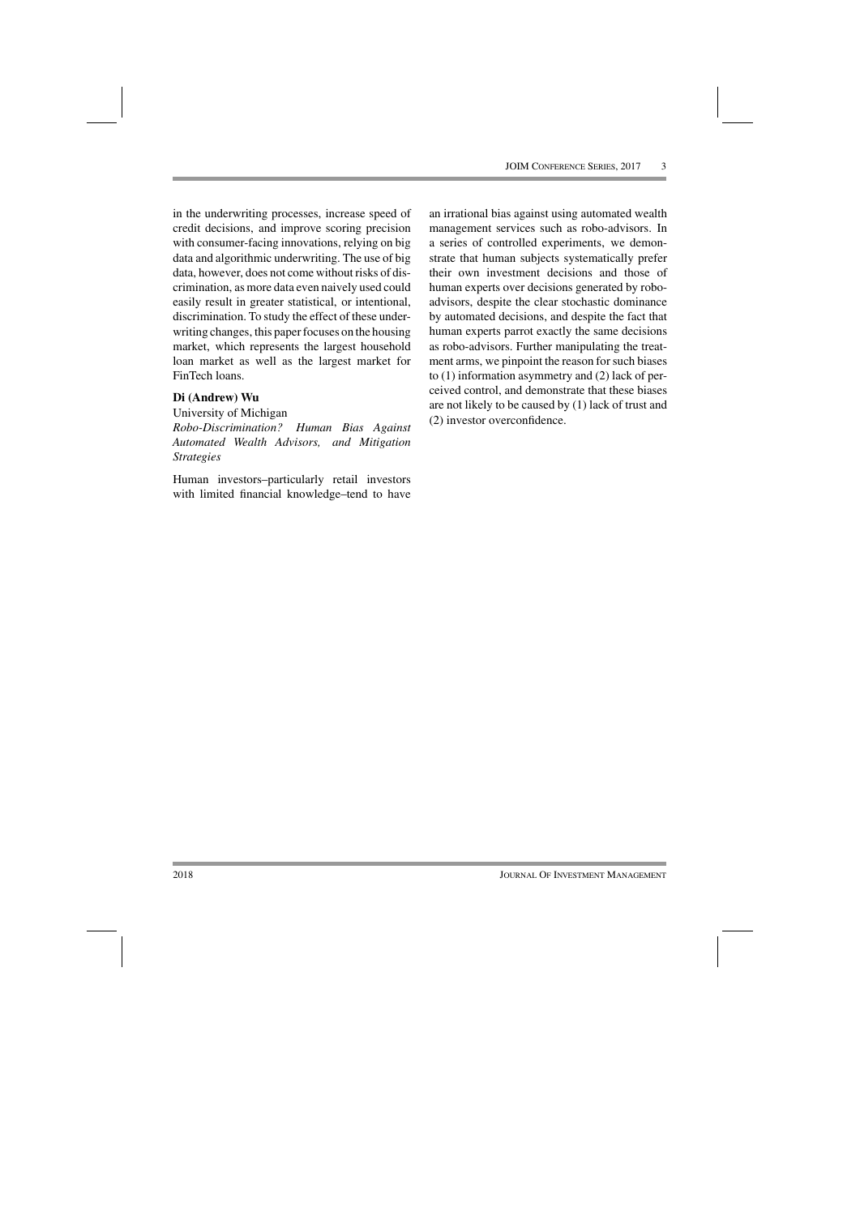in the underwriting processes, increase speed of credit decisions, and improve scoring precision with consumer-facing innovations, relying on big data and algorithmic underwriting. The use of big data, however, does not come without risks of discrimination, as more data even naively used could easily result in greater statistical, or intentional, discrimination. To study the effect of these underwriting changes, this paper focuses on the housing market, which represents the largest household loan market as well as the largest market for FinTech loans.

**Di (Andrew) Wu**

University of Michigan

*Robo-Discrimination? Human Bias Against Automated Wealth Advisors, and Mitigation Strategies*

Human investors–particularly retail investors with limited financial knowledge–tend to have an irrational bias against using automated wealth management services such as robo-advisors. In a series of controlled experiments, we demonstrate that human subjects systematically prefer their own investment decisions and those of human experts over decisions generated by robo-advisors, despite the clear stochastic dominance by automated decisions, and despite the fact that human experts parrot exactly the same decisions as robo-advisors. Further manipulating the treatment arms, we pinpoint the reason for such biases to (1) information asymmetry and (2) lack of perceived control, and demonstrate that these biases are not likely to be caused by (1) lack of trust and (2) investor overconfidence.